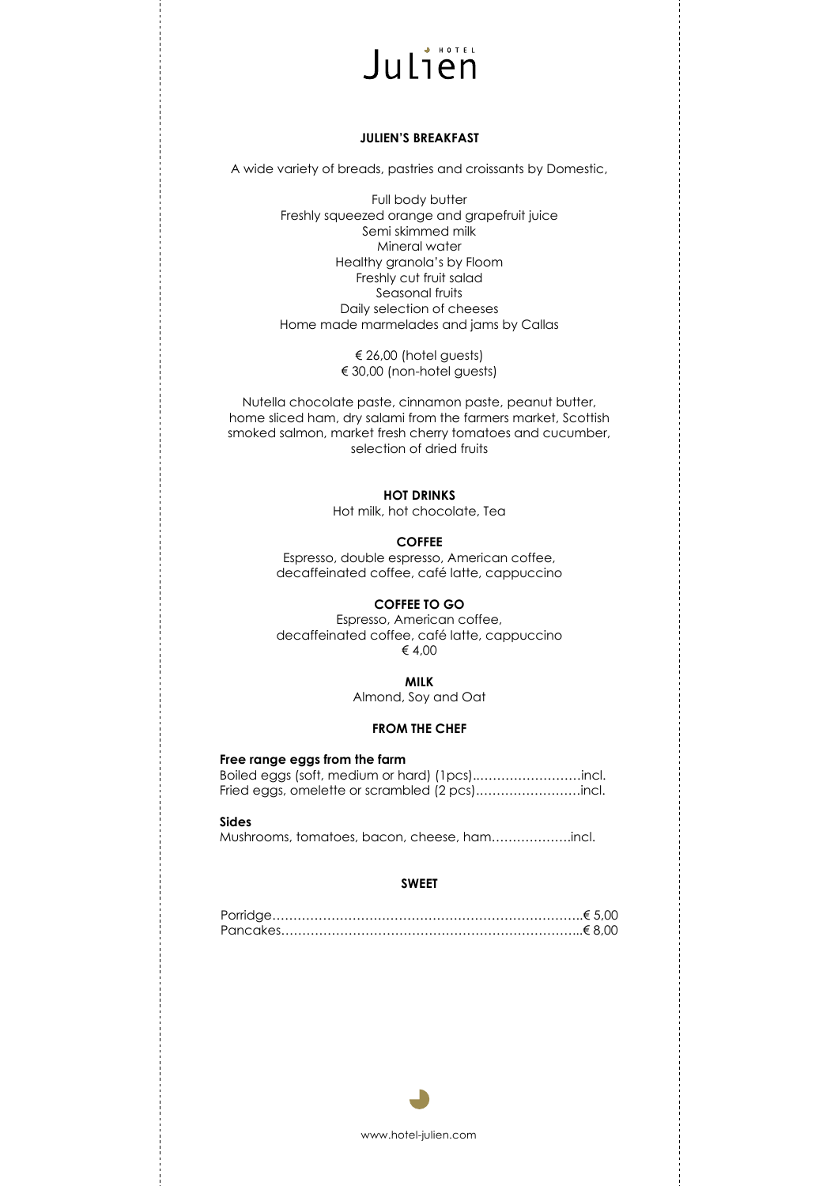# Julien HOTEL

## JULIEN'S BREAKFAST

A wide variety of breads, pastries and croissants by Domestic,

Full body butter
Freshly squeezed orange and grapefruit juice
Semi skimmed milk
Mineral water
Healthy granola's by Floom
Freshly cut fruit salad
Seasonal fruits
Daily selection of cheeses
Home made marmelades and jams by Callas

€ 26,00 (hotel guests)
€ 30,00 (non-hotel guests)

Nutella chocolate paste, cinnamon paste, peanut butter, home sliced ham, dry salami from the farmers market, Scottish smoked salmon, market fresh cherry tomatoes and cucumber, selection of dried fruits

### HOT DRINKS

Hot milk, hot chocolate, Tea

### COFFEE

Espresso, double espresso, American coffee, decaffeinated coffee, café latte, cappuccino

### COFFEE TO GO

Espresso, American coffee, decaffeinated coffee, café latte, cappuccino
€ 4,00

### MILK

Almond, Soy and Oat

### FROM THE CHEF

**Free range eggs from the farm**

Boiled eggs (soft, medium or hard) (1pcs)..........................incl.
Fried eggs, omelette or scrambled (2 pcs).........................incl.

**Sides**

Mushrooms, tomatoes, bacon, cheese, ham...................incl.

### SWEET

Porridge.........................................................................€ 5,00
Pancakes.......................................................................€ 8,00

www.hotel-julien.com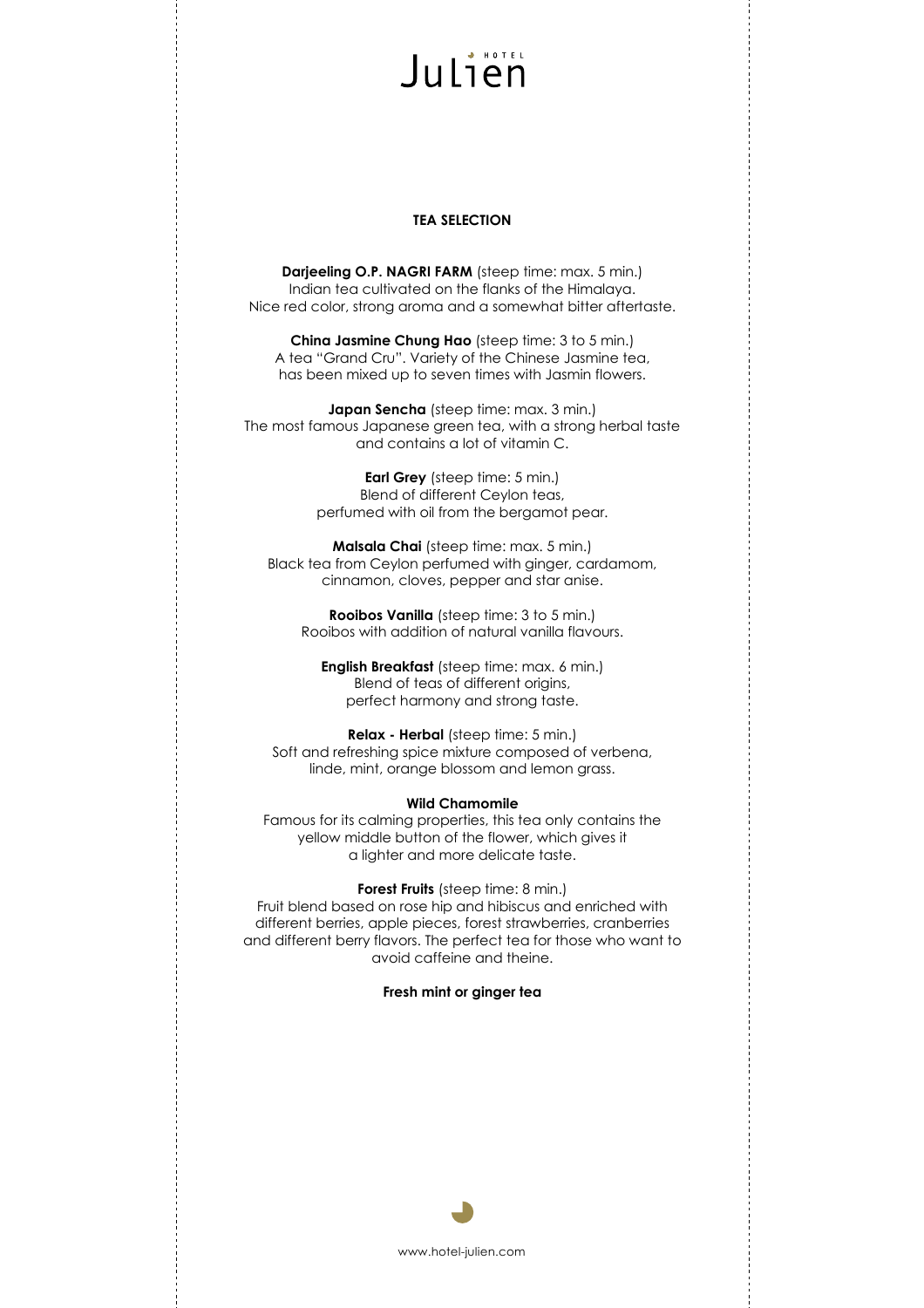# Julien HOTEL

## TEA SELECTION

**Darjeeling O.P. NAGRI FARM** (steep time: max. 5 min.)
Indian tea cultivated on the flanks of the Himalaya.
Nice red color, strong aroma and a somewhat bitter aftertaste.

**China Jasmine Chung Hao** (steep time: 3 to 5 min.)
A tea "Grand Cru". Variety of the Chinese Jasmine tea,
has been mixed up to seven times with Jasmin flowers.

**Japan Sencha** (steep time: max. 3 min.)
The most famous Japanese green tea, with a strong herbal taste
and contains a lot of vitamin C.

**Earl Grey** (steep time: 5 min.)
Blend of different Ceylon teas,
perfumed with oil from the bergamot pear.

**Malsala Chai** (steep time: max. 5 min.)
Black tea from Ceylon perfumed with ginger, cardamom,
cinnamon, cloves, pepper and star anise.

**Rooibos Vanilla** (steep time: 3 to 5 min.)
Rooibos with addition of natural vanilla flavours.

**English Breakfast** (steep time: max. 6 min.)
Blend of teas of different origins,
perfect harmony and strong taste.

**Relax - Herbal** (steep time: 5 min.)
Soft and refreshing spice mixture composed of verbena,
linde, mint, orange blossom and lemon grass.

**Wild Chamomile**
Famous for its calming properties, this tea only contains the
yellow middle button of the flower, which gives it
a lighter and more delicate taste.

**Forest Fruits** (steep time: 8 min.)
Fruit blend based on rose hip and hibiscus and enriched with
different berries, apple pieces, forest strawberries, cranberries
and different berry flavors. The perfect tea for those who want to
avoid caffeine and theine.

**Fresh mint or ginger tea**

www.hotel-julien.com